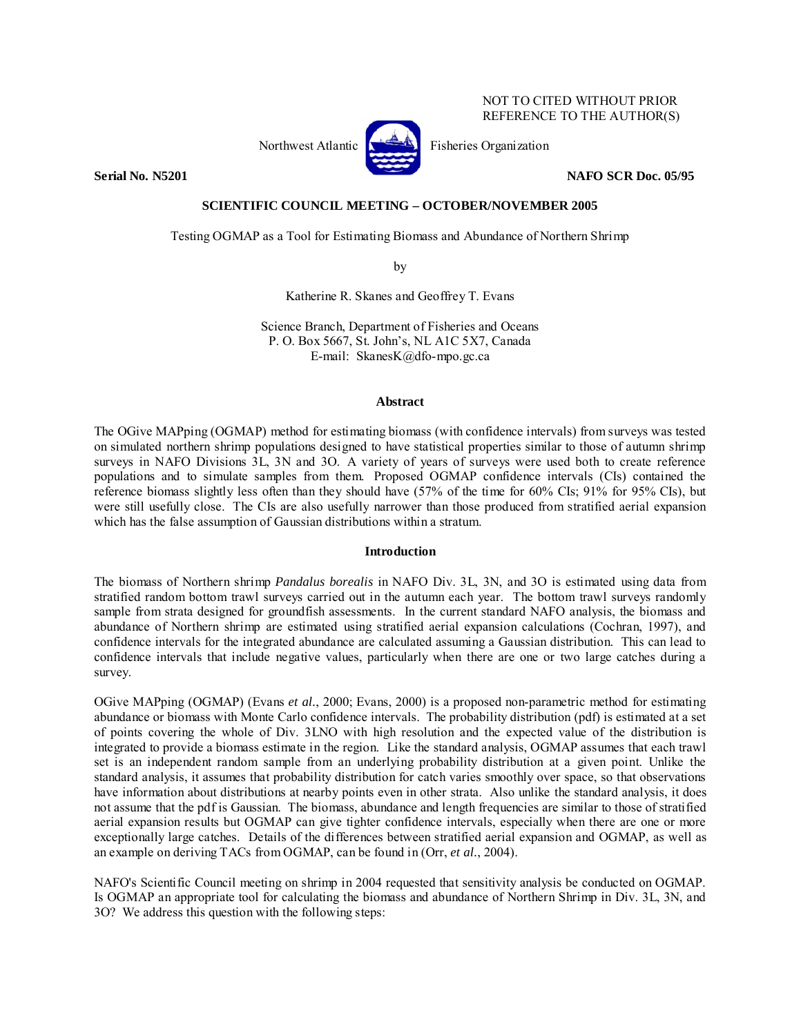NOT TO CITED WITHOUT PRIOR REFERENCE TO THE AUTHOR(S)

Northwest Atlantic Fisheries Organization

**Serial No. N5201** **NAFO SCR Doc. 05/95**

**SCIENTIFIC COUNCIL MEETING – OCTOBER/NOVEMBER 2005**

Testing OGMAP as a Tool for Estimating Biomass and Abundance of Northern Shrimp

by

Katherine R. Skanes and Geoffrey T. Evans

Science Branch, Department of Fisheries and Oceans
P. O. Box 5667, St. John's, NL A1C 5X7, Canada
E-mail: SkanesK@dfo-mpo.gc.ca

## Abstract

The OGive MAPping (OGMAP) method for estimating biomass (with confidence intervals) from surveys was tested on simulated northern shrimp populations designed to have statistical properties similar to those of autumn shrimp surveys in NAFO Divisions 3L, 3N and 3O. A variety of years of surveys were used both to create reference populations and to simulate samples from them. Proposed OGMAP confidence intervals (CIs) contained the reference biomass slightly less often than they should have (57% of the time for 60% CIs; 91% for 95% CIs), but were still usefully close. The CIs are also usefully narrower than those produced from stratified aerial expansion which has the false assumption of Gaussian distributions within a stratum.

## Introduction

The biomass of Northern shrimp *Pandalus borealis* in NAFO Div. 3L, 3N, and 3O is estimated using data from stratified random bottom trawl surveys carried out in the autumn each year. The bottom trawl surveys randomly sample from strata designed for groundfish assessments. In the current standard NAFO analysis, the biomass and abundance of Northern shrimp are estimated using stratified aerial expansion calculations (Cochran, 1997), and confidence intervals for the integrated abundance are calculated assuming a Gaussian distribution. This can lead to confidence intervals that include negative values, particularly when there are one or two large catches during a survey.

OGive MAPping (OGMAP) (Evans *et al.*, 2000; Evans, 2000) is a proposed non-parametric method for estimating abundance or biomass with Monte Carlo confidence intervals. The probability distribution (pdf) is estimated at a set of points covering the whole of Div. 3LNO with high resolution and the expected value of the distribution is integrated to provide a biomass estimate in the region. Like the standard analysis, OGMAP assumes that each trawl set is an independent random sample from an underlying probability distribution at a given point. Unlike the standard analysis, it assumes that probability distribution for catch varies smoothly over space, so that observations have information about distributions at nearby points even in other strata. Also unlike the standard analysis, it does not assume that the pdf is Gaussian. The biomass, abundance and length frequencies are similar to those of stratified aerial expansion results but OGMAP can give tighter confidence intervals, especially when there are one or more exceptionally large catches. Details of the differences between stratified aerial expansion and OGMAP, as well as an example on deriving TACs from OGMAP, can be found in (Orr, *et al.*, 2004).

NAFO's Scientific Council meeting on shrimp in 2004 requested that sensitivity analysis be conducted on OGMAP. Is OGMAP an appropriate tool for calculating the biomass and abundance of Northern Shrimp in Div. 3L, 3N, and 3O? We address this question with the following steps: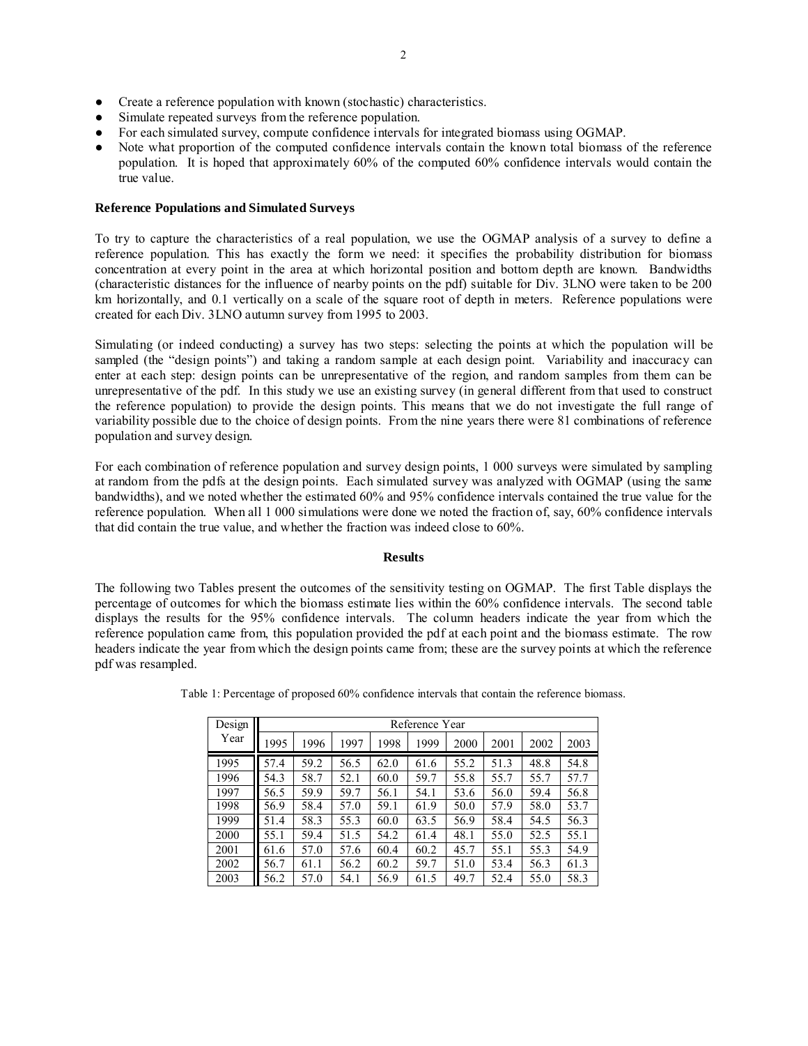- Create a reference population with known (stochastic) characteristics.
- Simulate repeated surveys from the reference population.
- For each simulated survey, compute confidence intervals for integrated biomass using OGMAP.
- Note what proportion of the computed confidence intervals contain the known total biomass of the reference population. It is hoped that approximately 60% of the computed 60% confidence intervals would contain the true value.

**Reference Populations and Simulated Surveys**

To try to capture the characteristics of a real population, we use the OGMAP analysis of a survey to define a reference population. This has exactly the form we need: it specifies the probability distribution for biomass concentration at every point in the area at which horizontal position and bottom depth are known. Bandwidths (characteristic distances for the influence of nearby points on the pdf) suitable for Div. 3LNO were taken to be 200 km horizontally, and 0.1 vertically on a scale of the square root of depth in meters. Reference populations were created for each Div. 3LNO autumn survey from 1995 to 2003.

Simulating (or indeed conducting) a survey has two steps: selecting the points at which the population will be sampled (the "design points") and taking a random sample at each design point. Variability and inaccuracy can enter at each step: design points can be unrepresentative of the region, and random samples from them can be unrepresentative of the pdf. In this study we use an existing survey (in general different from that used to construct the reference population) to provide the design points. This means that we do not investigate the full range of variability possible due to the choice of design points. From the nine years there were 81 combinations of reference population and survey design.

For each combination of reference population and survey design points, 1 000 surveys were simulated by sampling at random from the pdfs at the design points. Each simulated survey was analyzed with OGMAP (using the same bandwidths), and we noted whether the estimated 60% and 95% confidence intervals contained the true value for the reference population. When all 1 000 simulations were done we noted the fraction of, say, 60% confidence intervals that did contain the true value, and whether the fraction was indeed close to 60%.

## Results

The following two Tables present the outcomes of the sensitivity testing on OGMAP. The first Table displays the percentage of outcomes for which the biomass estimate lies within the 60% confidence intervals. The second table displays the results for the 95% confidence intervals. The column headers indicate the year from which the reference population came from, this population provided the pdf at each point and the biomass estimate. The row headers indicate the year from which the design points came from; these are the survey points at which the reference pdf was resampled.

Table 1: Percentage of proposed 60% confidence intervals that contain the reference biomass.

| Design Year | Reference Year | | | | | | | | |
|---|---|---|---|---|---|---|---|---|---|
| | 1995 | 1996 | 1997 | 1998 | 1999 | 2000 | 2001 | 2002 | 2003 |
| 1995 | 57.4 | 59.2 | 56.5 | 62.0 | 61.6 | 55.2 | 51.3 | 48.8 | 54.8 |
| 1996 | 54.3 | 58.7 | 52.1 | 60.0 | 59.7 | 55.8 | 55.7 | 55.7 | 57.7 |
| 1997 | 56.5 | 59.9 | 59.7 | 56.1 | 54.1 | 53.6 | 56.0 | 59.4 | 56.8 |
| 1998 | 56.9 | 58.4 | 57.0 | 59.1 | 61.9 | 50.0 | 57.9 | 58.0 | 53.7 |
| 1999 | 51.4 | 58.3 | 55.3 | 60.0 | 63.5 | 56.9 | 58.4 | 54.5 | 56.3 |
| 2000 | 55.1 | 59.4 | 51.5 | 54.2 | 61.4 | 48.1 | 55.0 | 52.5 | 55.1 |
| 2001 | 61.6 | 57.0 | 57.6 | 60.4 | 60.2 | 45.7 | 55.1 | 55.3 | 54.9 |
| 2002 | 56.7 | 61.1 | 56.2 | 60.2 | 59.7 | 51.0 | 53.4 | 56.3 | 61.3 |
| 2003 | 56.2 | 57.0 | 54.1 | 56.9 | 61.5 | 49.7 | 52.4 | 55.0 | 58.3 |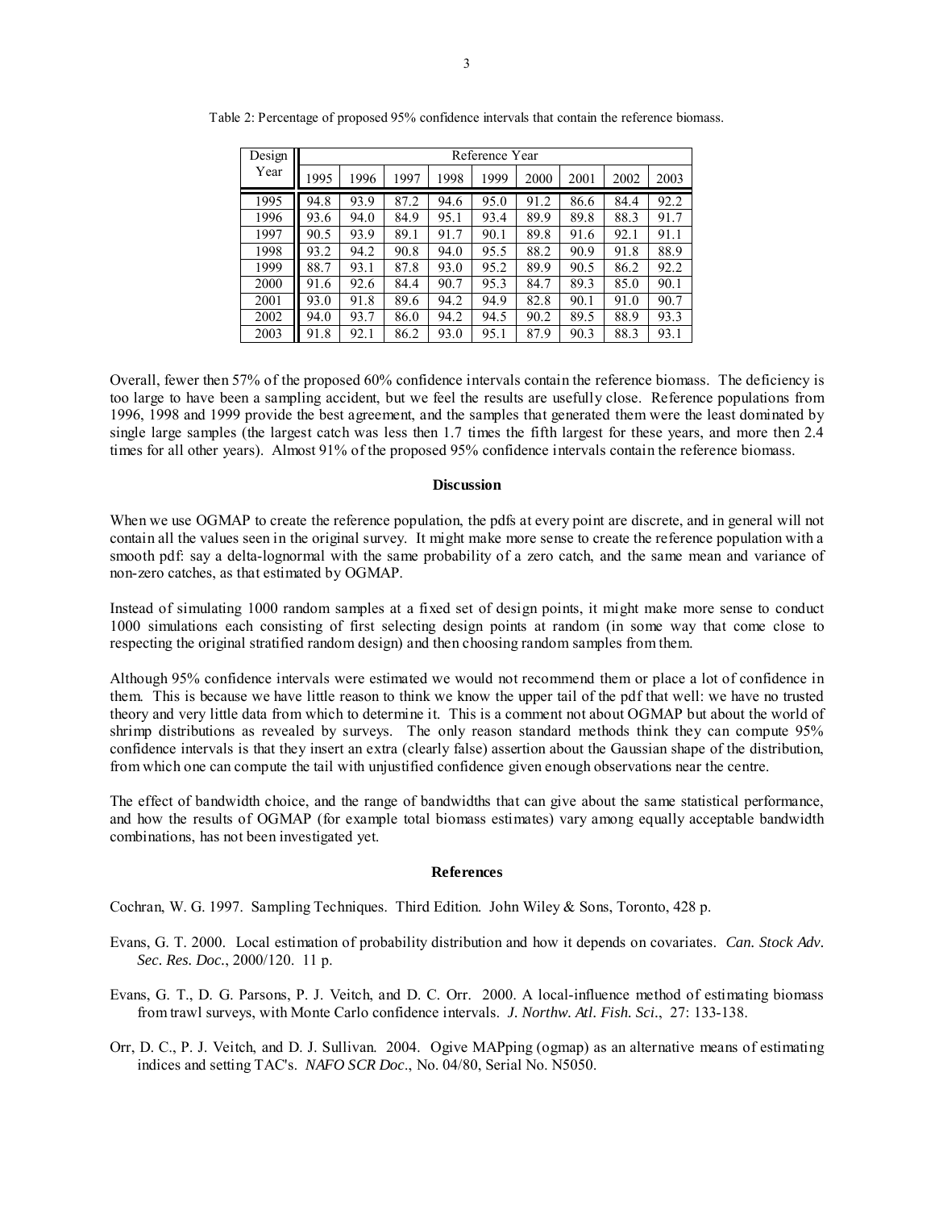Table 2: Percentage of proposed 95% confidence intervals that contain the reference biomass.

| Design Year | Reference Year | | | | | | | | |
|---|---|---|---|---|---|---|---|---|---|
| | 1995 | 1996 | 1997 | 1998 | 1999 | 2000 | 2001 | 2002 | 2003 |
| 1995 | 94.8 | 93.9 | 87.2 | 94.6 | 95.0 | 91.2 | 86.6 | 84.4 | 92.2 |
| 1996 | 93.6 | 94.0 | 84.9 | 95.1 | 93.4 | 89.9 | 89.8 | 88.3 | 91.7 |
| 1997 | 90.5 | 93.9 | 89.1 | 91.7 | 90.1 | 89.8 | 91.6 | 92.1 | 91.1 |
| 1998 | 93.2 | 94.2 | 90.8 | 94.0 | 95.5 | 88.2 | 90.9 | 91.8 | 88.9 |
| 1999 | 88.7 | 93.1 | 87.8 | 93.0 | 95.2 | 89.9 | 90.5 | 86.2 | 92.2 |
| 2000 | 91.6 | 92.6 | 84.4 | 90.7 | 95.3 | 84.7 | 89.3 | 85.0 | 90.1 |
| 2001 | 93.0 | 91.8 | 89.6 | 94.2 | 94.9 | 82.8 | 90.1 | 91.0 | 90.7 |
| 2002 | 94.0 | 93.7 | 86.0 | 94.2 | 94.5 | 90.2 | 89.5 | 88.9 | 93.3 |
| 2003 | 91.8 | 92.1 | 86.2 | 93.0 | 95.1 | 87.9 | 90.3 | 88.3 | 93.1 |

Overall, fewer then 57% of the proposed 60% confidence intervals contain the reference biomass. The deficiency is too large to have been a sampling accident, but we feel the results are usefully close. Reference populations from 1996, 1998 and 1999 provide the best agreement, and the samples that generated them were the least dominated by single large samples (the largest catch was less then 1.7 times the fifth largest for these years, and more then 2.4 times for all other years). Almost 91% of the proposed 95% confidence intervals contain the reference biomass.

## Discussion

When we use OGMAP to create the reference population, the pdfs at every point are discrete, and in general will not contain all the values seen in the original survey. It might make more sense to create the reference population with a smooth pdf: say a delta-lognormal with the same probability of a zero catch, and the same mean and variance of non-zero catches, as that estimated by OGMAP.

Instead of simulating 1000 random samples at a fixed set of design points, it might make more sense to conduct 1000 simulations each consisting of first selecting design points at random (in some way that come close to respecting the original stratified random design) and then choosing random samples from them.

Although 95% confidence intervals were estimated we would not recommend them or place a lot of confidence in them. This is because we have little reason to think we know the upper tail of the pdf that well: we have no trusted theory and very little data from which to determine it. This is a comment not about OGMAP but about the world of shrimp distributions as revealed by surveys. The only reason standard methods think they can compute 95% confidence intervals is that they insert an extra (clearly false) assertion about the Gaussian shape of the distribution, from which one can compute the tail with unjustified confidence given enough observations near the centre.

The effect of bandwidth choice, and the range of bandwidths that can give about the same statistical performance, and how the results of OGMAP (for example total biomass estimates) vary among equally acceptable bandwidth combinations, has not been investigated yet.

## References

Cochran, W. G. 1997. Sampling Techniques. Third Edition. John Wiley & Sons, Toronto, 428 p.

Evans, G. T. 2000. Local estimation of probability distribution and how it depends on covariates. *Can. Stock Adv. Sec. Res. Doc.*, 2000/120. 11 p.

Evans, G. T., D. G. Parsons, P. J. Veitch, and D. C. Orr. 2000. A local-influence method of estimating biomass from trawl surveys, with Monte Carlo confidence intervals. *J. Northw. Atl. Fish. Sci.*, 27: 133-138.

Orr, D. C., P. J. Veitch, and D. J. Sullivan. 2004. Ogive MAPping (ogmap) as an alternative means of estimating indices and setting TAC's. *NAFO SCR Doc.*, No. 04/80, Serial No. N5050.